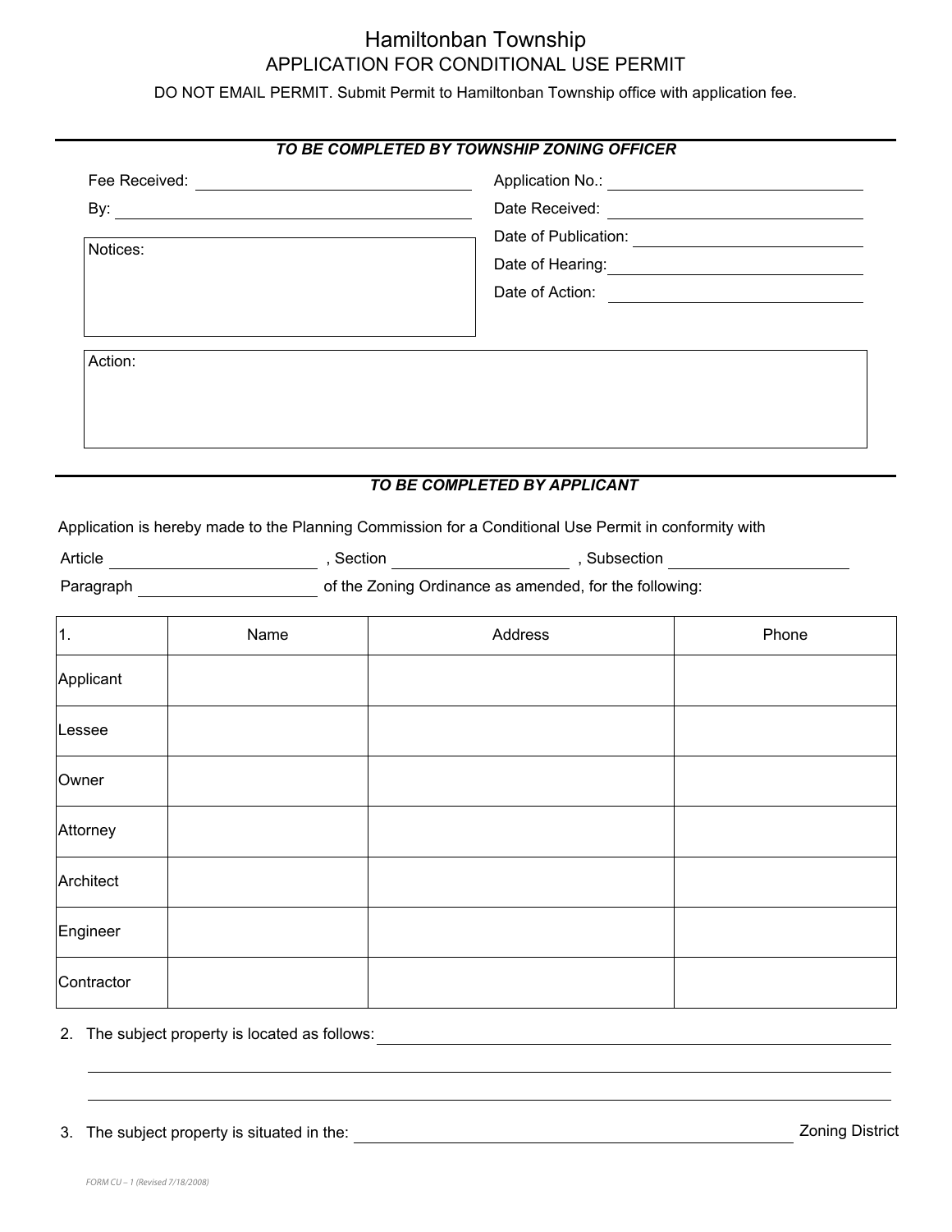# Hamiltonban Township

## APPLICATION FOR CONDITIONAL USE PERMIT

DO NOT EMAIL PERMIT. Submit Permit to Hamiltonban Township office with application fee.

---

***TO BE COMPLETED BY TOWNSHIP ZONING OFFICER***

Fee Received: ______________________

By: ______________________

Notices:

Application No.: ______________________

Date Received: ______________________

Date of Publication: ______________________

Date of Hearing: ______________________

Date of Action: ______________________

Action:

---

***TO BE COMPLETED BY APPLICANT***

Application is hereby made to the Planning Commission for a Conditional Use Permit in conformity with

Article ______________, Section ______________, Subsection ______________

Paragraph ______________ of the Zoning Ordinance as amended, for the following:

| 1. | Name | Address | Phone |
|---|---|---|---|
| Applicant | | | |
| Lessee | | | |
| Owner | | | |
| Attorney | | | |
| Architect | | | |
| Engineer | | | |
| Contractor | | | |

2. The subject property is located as follows: ______________________________________________

______________________________________________

______________________________________________

3. The subject property is situated in the: ______________________________ Zoning District

FORM CU – 1 (Revised 7/18/2008)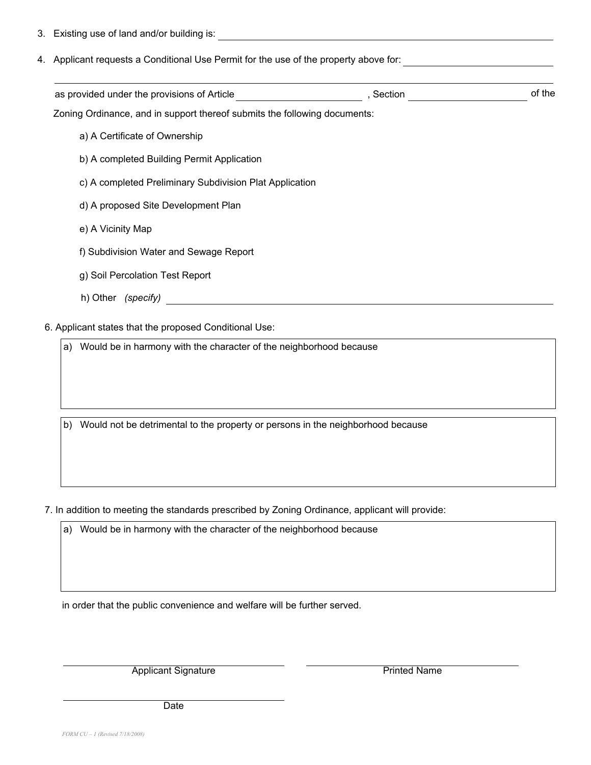3. Existing use of land and/or building is: \_\_\_\_\_\_\_\_\_\_\_\_\_\_\_\_\_\_\_\_\_\_\_\_\_\_\_\_\_\_\_\_\_\_\_\_\_\_\_\_

4. Applicant requests a Conditional Use Permit for the use of the property above for: \_\_\_\_\_\_\_\_\_\_\_\_\_\_\_\_\_\_\_\_\_\_\_\_

   \_\_\_\_\_\_\_\_\_\_\_\_\_\_\_\_\_\_\_\_\_\_\_\_\_\_\_\_\_\_\_\_\_\_\_\_\_\_\_\_\_\_\_\_\_\_\_\_\_\_\_\_\_\_\_\_\_\_\_\_\_\_\_\_\_\_\_\_\_\_\_\_\_\_\_\_\_\_

   as provided under the provisions of Article \_\_\_\_\_\_\_\_\_\_\_\_\_\_\_\_\_\_\_\_, Section \_\_\_\_\_\_\_\_\_\_\_\_\_\_\_\_\_\_\_\_ of the Zoning Ordinance, and in support thereof submits the following documents:

   a) A Certificate of Ownership

   b) A completed Building Permit Application

   c) A completed Preliminary Subdivision Plat Application

   d) A proposed Site Development Plan

   e) A Vicinity Map

   f) Subdivision Water and Sewage Report

   g) Soil Percolation Test Report

   h) Other *(specify)* \_\_\_\_\_\_\_\_\_\_\_\_\_\_\_\_\_\_\_\_\_\_\_\_\_\_\_\_\_\_\_\_\_\_\_\_\_\_\_\_\_\_\_\_\_\_\_\_\_\_\_\_\_\_\_\_

6. Applicant states that the proposed Conditional Use:

| |
|---|
| a) Would be in harmony with the character of the neighborhood because |

| |
|---|
| b) Would not be detrimental to the property or persons in the neighborhood because |

7. In addition to meeting the standards prescribed by Zoning Ordinance, applicant will provide:

| |
|---|
| a) Would be in harmony with the character of the neighborhood because |

in order that the public convenience and welfare will be further served.

\_\_\_\_\_\_\_\_\_\_\_\_\_\_\_\_\_\_\_\_\_\_\_\_\_\_\_\_\_\_ \_\_\_\_\_\_\_\_\_\_\_\_\_\_\_\_\_\_\_\_\_\_\_\_\_\_\_\_\_\_

Applicant Signature Printed Name

\_\_\_\_\_\_\_\_\_\_\_\_\_\_\_\_\_\_\_\_\_\_\_\_\_\_\_\_\_\_

Date

*FORM CU – 1 (Revised 7/18/2008)*